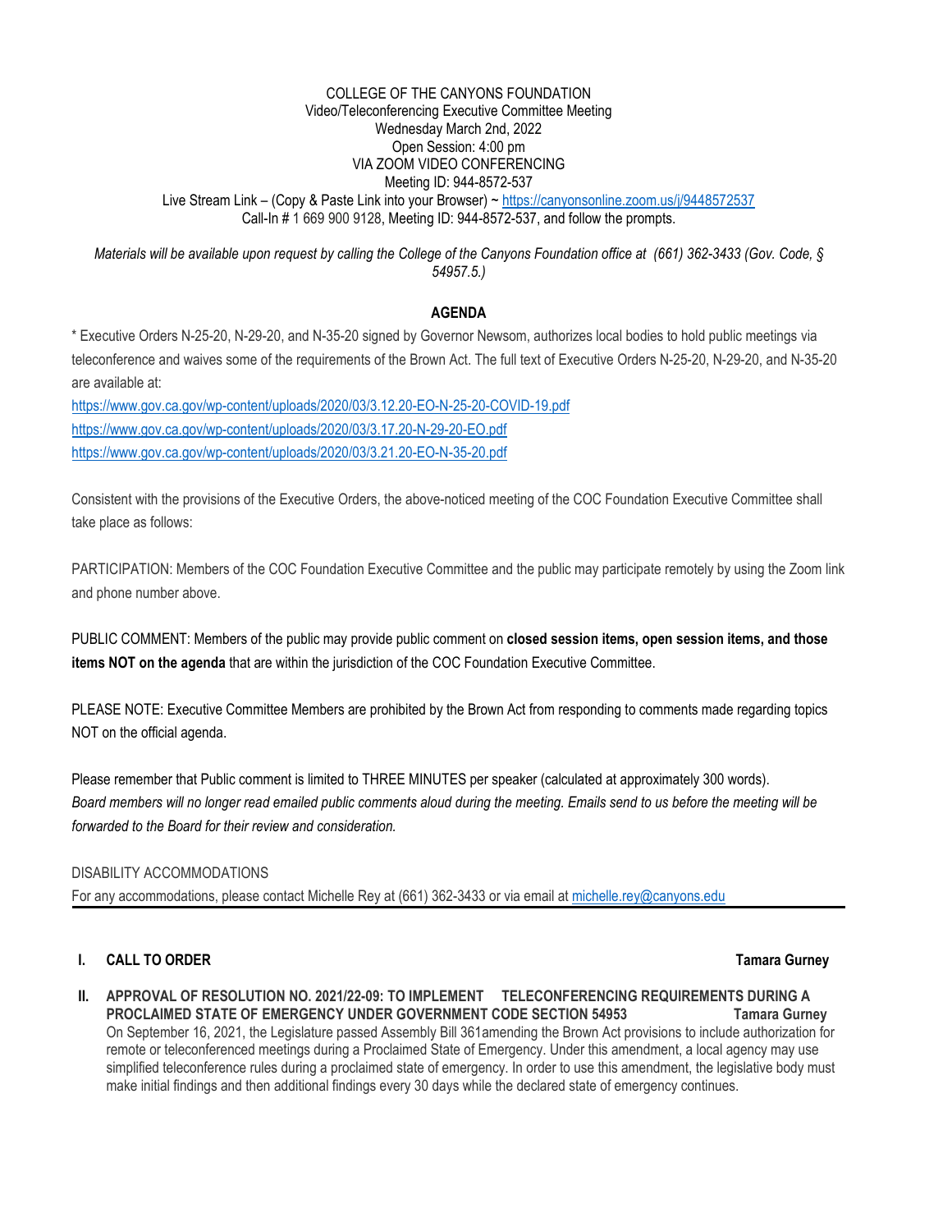COLLEGE OF THE CANYONS FOUNDATION
Video/Teleconferencing Executive Committee Meeting
Wednesday March 2nd, 2022
Open Session: 4:00 pm
VIA ZOOM VIDEO CONFERENCING
Meeting ID: 944-8572-537
Live Stream Link – (Copy & Paste Link into your Browser) ~ https://canyonsonline.zoom.us/j/9448572537
Call-In # 1 669 900 9128, Meeting ID: 944-8572-537, and follow the prompts.

*Materials will be available upon request by calling the College of the Canyons Foundation office at (661) 362-3433 (Gov. Code, § 54957.5.)*

## AGENDA

* Executive Orders N-25-20, N-29-20, and N-35-20 signed by Governor Newsom, authorizes local bodies to hold public meetings via teleconference and waives some of the requirements of the Brown Act. The full text of Executive Orders N-25-20, N-29-20, and N-35-20 are available at:

https://www.gov.ca.gov/wp-content/uploads/2020/03/3.12.20-EO-N-25-20-COVID-19.pdf
https://www.gov.ca.gov/wp-content/uploads/2020/03/3.17.20-N-29-20-EO.pdf
https://www.gov.ca.gov/wp-content/uploads/2020/03/3.21.20-EO-N-35-20.pdf

Consistent with the provisions of the Executive Orders, the above-noticed meeting of the COC Foundation Executive Committee shall take place as follows:

PARTICIPATION: Members of the COC Foundation Executive Committee and the public may participate remotely by using the Zoom link and phone number above.

PUBLIC COMMENT: Members of the public may provide public comment on **closed session items, open session items, and those items NOT on the agenda** that are within the jurisdiction of the COC Foundation Executive Committee.

PLEASE NOTE: Executive Committee Members are prohibited by the Brown Act from responding to comments made regarding topics NOT on the official agenda.

Please remember that Public comment is limited to THREE MINUTES per speaker (calculated at approximately 300 words). *Board members will no longer read emailed public comments aloud during the meeting. Emails send to us before the meeting will be forwarded to the Board for their review and consideration.*

DISABILITY ACCOMMODATIONS
For any accommodations, please contact Michelle Rey at (661) 362-3433 or via email at michelle.rey@canyons.edu

---

**I. CALL TO ORDER** — **Tamara Gurney**

**II. APPROVAL OF RESOLUTION NO. 2021/22-09: TO IMPLEMENT TELECONFERENCING REQUIREMENTS DURING A PROCLAIMED STATE OF EMERGENCY UNDER GOVERNMENT CODE SECTION 54953** — **Tamara Gurney**

On September 16, 2021, the Legislature passed Assembly Bill 361amending the Brown Act provisions to include authorization for remote or teleconferenced meetings during a Proclaimed State of Emergency. Under this amendment, a local agency may use simplified teleconference rules during a proclaimed state of emergency. In order to use this amendment, the legislative body must make initial findings and then additional findings every 30 days while the declared state of emergency continues.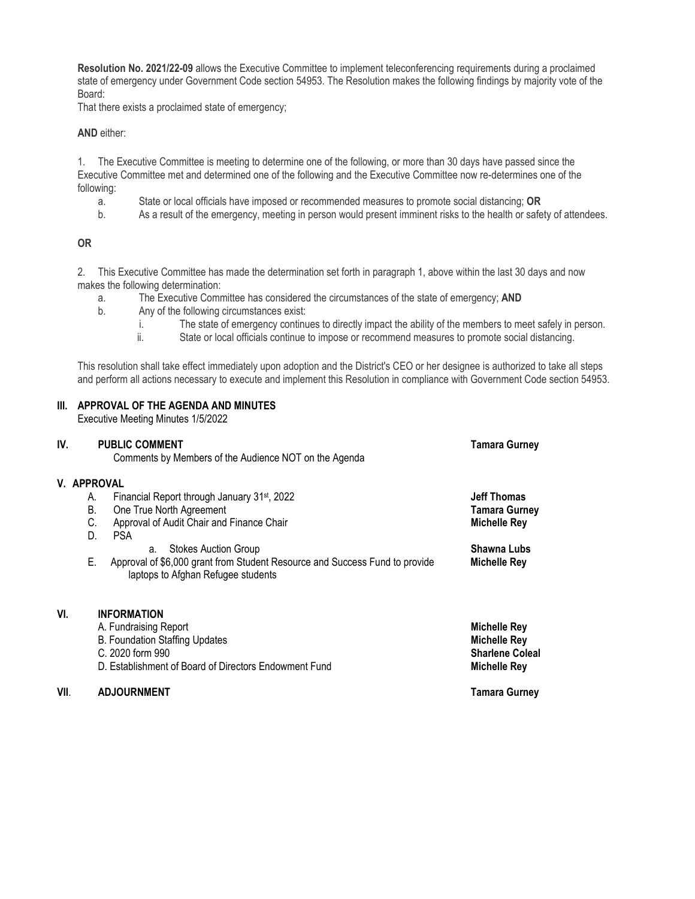**Resolution No. 2021/22-09** allows the Executive Committee to implement teleconferencing requirements during a proclaimed state of emergency under Government Code section 54953. The Resolution makes the following findings by majority vote of the Board:

That there exists a proclaimed state of emergency;

**AND** either:

1. The Executive Committee is meeting to determine one of the following, or more than 30 days have passed since the Executive Committee met and determined one of the following and the Executive Committee now re-determines one of the following:
   a. State or local officials have imposed or recommended measures to promote social distancing; **OR**
   b. As a result of the emergency, meeting in person would present imminent risks to the health or safety of attendees.

**OR**

2. This Executive Committee has made the determination set forth in paragraph 1, above within the last 30 days and now makes the following determination:
   a. The Executive Committee has considered the circumstances of the state of emergency; **AND**
   b. Any of the following circumstances exist:
      i. The state of emergency continues to directly impact the ability of the members to meet safely in person.
      ii. State or local officials continue to impose or recommend measures to promote social distancing.

This resolution shall take effect immediately upon adoption and the District's CEO or her designee is authorized to take all steps and perform all actions necessary to execute and implement this Resolution in compliance with Government Code section 54953.

## III. APPROVAL OF THE AGENDA AND MINUTES

Executive Meeting Minutes 1/5/2022

## IV. PUBLIC COMMENT — **Tamara Gurney**

Comments by Members of the Audience NOT on the Agenda

## V. APPROVAL

A. Financial Report through January 31st, 2022 — **Jeff Thomas**
B. One True North Agreement — **Tamara Gurney**
C. Approval of Audit Chair and Finance Chair — **Michelle Rey**
D. PSA
   a. Stokes Auction Group — **Shawna Lubs**
E. Approval of $6,000 grant from Student Resource and Success Fund to provide laptops to Afghan Refugee students — **Michelle Rey**

## VI. INFORMATION

A. Fundraising Report — **Michelle Rey**
B. Foundation Staffing Updates — **Michelle Rey**
C. 2020 form 990 — **Sharlene Coleal**
D. Establishment of Board of Directors Endowment Fund — **Michelle Rey**

## VII. ADJOURNMENT — **Tamara Gurney**